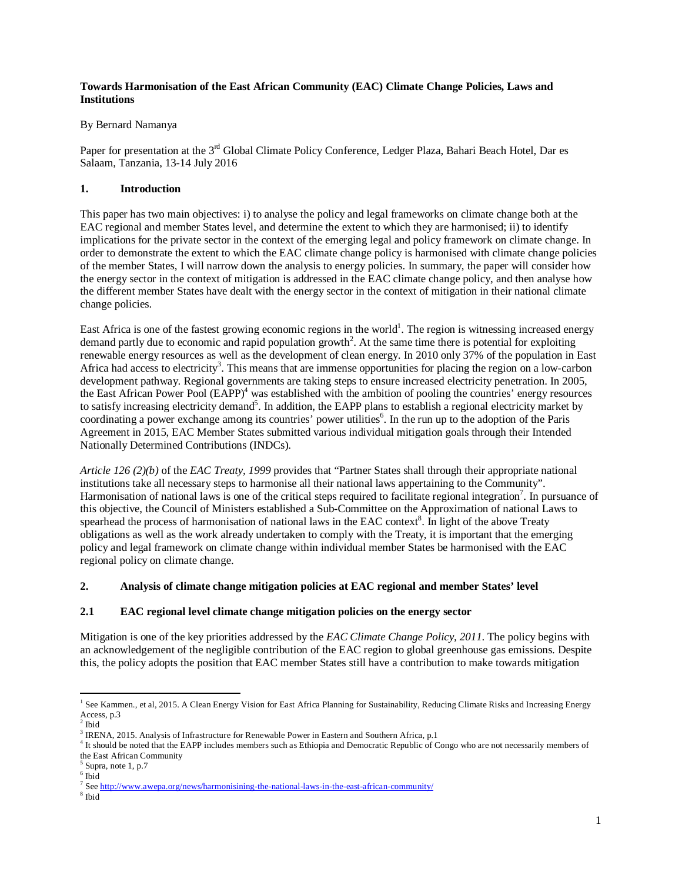**Towards Harmonisation of the East African Community (EAC) Climate Change Policies, Laws and Institutions**

By Bernard Namanya

Paper for presentation at the 3rd Global Climate Policy Conference, Ledger Plaza, Bahari Beach Hotel, Dar es Salaam, Tanzania, 13-14 July 2016

## 1. Introduction

This paper has two main objectives: i) to analyse the policy and legal frameworks on climate change both at the EAC regional and member States level, and determine the extent to which they are harmonised; ii) to identify implications for the private sector in the context of the emerging legal and policy framework on climate change. In order to demonstrate the extent to which the EAC climate change policy is harmonised with climate change policies of the member States, I will narrow down the analysis to energy policies. In summary, the paper will consider how the energy sector in the context of mitigation is addressed in the EAC climate change policy, and then analyse how the different member States have dealt with the energy sector in the context of mitigation in their national climate change policies.

East Africa is one of the fastest growing economic regions in the world[1]. The region is witnessing increased energy demand partly due to economic and rapid population growth[2]. At the same time there is potential for exploiting renewable energy resources as well as the development of clean energy. In 2010 only 37% of the population in East Africa had access to electricity[3]. This means that are immense opportunities for placing the region on a low-carbon development pathway. Regional governments are taking steps to ensure increased electricity penetration. In 2005, the East African Power Pool (EAPP)[4] was established with the ambition of pooling the countries' energy resources to satisfy increasing electricity demand[5]. In addition, the EAPP plans to establish a regional electricity market by coordinating a power exchange among its countries' power utilities[6]. In the run up to the adoption of the Paris Agreement in 2015, EAC Member States submitted various individual mitigation goals through their Intended Nationally Determined Contributions (INDCs).

*Article 126 (2)(b)* of the *EAC Treaty, 1999* provides that "Partner States shall through their appropriate national institutions take all necessary steps to harmonise all their national laws appertaining to the Community". Harmonisation of national laws is one of the critical steps required to facilitate regional integration[7]. In pursuance of this objective, the Council of Ministers established a Sub-Committee on the Approximation of national Laws to spearhead the process of harmonisation of national laws in the EAC context[8]. In light of the above Treaty obligations as well as the work already undertaken to comply with the Treaty, it is important that the emerging policy and legal framework on climate change within individual member States be harmonised with the EAC regional policy on climate change.

## 2. Analysis of climate change mitigation policies at EAC regional and member States' level

### 2.1 EAC regional level climate change mitigation policies on the energy sector

Mitigation is one of the key priorities addressed by the *EAC Climate Change Policy, 2011*. The policy begins with an acknowledgement of the negligible contribution of the EAC region to global greenhouse gas emissions. Despite this, the policy adopts the position that EAC member States still have a contribution to make towards mitigation

---

[1] See Kammen., et al, 2015. A Clean Energy Vision for East Africa Planning for Sustainability, Reducing Climate Risks and Increasing Energy Access, p.3

[2] Ibid

[3] IRENA, 2015. Analysis of Infrastructure for Renewable Power in Eastern and Southern Africa, p.1

[4] It should be noted that the EAPP includes members such as Ethiopia and Democratic Republic of Congo who are not necessarily members of the East African Community

[5] Supra, note 1, p.7

[6] Ibid

[7] See http://www.awepa.org/news/harmonisining-the-national-laws-in-the-east-african-community/

[8] Ibid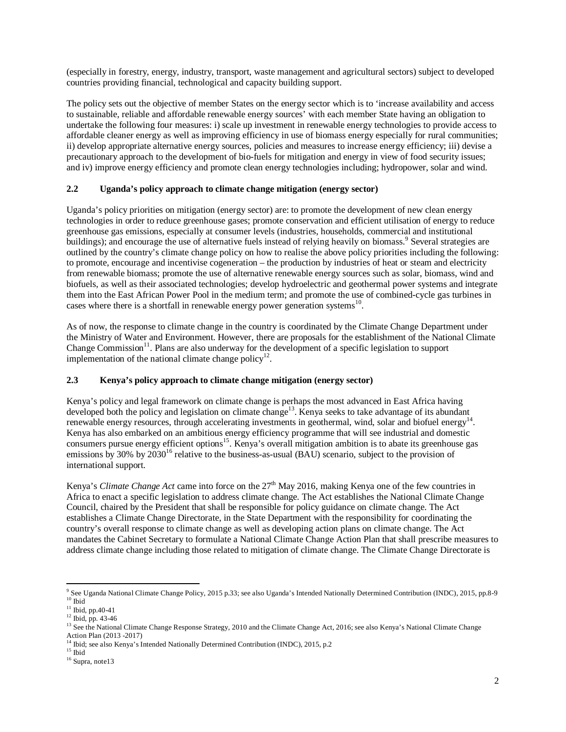(especially in forestry, energy, industry, transport, waste management and agricultural sectors) subject to developed countries providing financial, technological and capacity building support.

The policy sets out the objective of member States on the energy sector which is to 'increase availability and access to sustainable, reliable and affordable renewable energy sources' with each member State having an obligation to undertake the following four measures: i) scale up investment in renewable energy technologies to provide access to affordable cleaner energy as well as improving efficiency in use of biomass energy especially for rural communities; ii) develop appropriate alternative energy sources, policies and measures to increase energy efficiency; iii) devise a precautionary approach to the development of bio-fuels for mitigation and energy in view of food security issues; and iv) improve energy efficiency and promote clean energy technologies including; hydropower, solar and wind.

### 2.2 Uganda's policy approach to climate change mitigation (energy sector)

Uganda's policy priorities on mitigation (energy sector) are: to promote the development of new clean energy technologies in order to reduce greenhouse gases; promote conservation and efficient utilisation of energy to reduce greenhouse gas emissions, especially at consumer levels (industries, households, commercial and institutional buildings); and encourage the use of alternative fuels instead of relying heavily on biomass.[9] Several strategies are outlined by the country's climate change policy on how to realise the above policy priorities including the following: to promote, encourage and incentivise cogeneration – the production by industries of heat or steam and electricity from renewable biomass; promote the use of alternative renewable energy sources such as solar, biomass, wind and biofuels, as well as their associated technologies; develop hydroelectric and geothermal power systems and integrate them into the East African Power Pool in the medium term; and promote the use of combined-cycle gas turbines in cases where there is a shortfall in renewable energy power generation systems[10].

As of now, the response to climate change in the country is coordinated by the Climate Change Department under the Ministry of Water and Environment. However, there are proposals for the establishment of the National Climate Change Commission[11]. Plans are also underway for the development of a specific legislation to support implementation of the national climate change policy[12].

### 2.3 Kenya's policy approach to climate change mitigation (energy sector)

Kenya's policy and legal framework on climate change is perhaps the most advanced in East Africa having developed both the policy and legislation on climate change[13]. Kenya seeks to take advantage of its abundant renewable energy resources, through accelerating investments in geothermal, wind, solar and biofuel energy[14]. Kenya has also embarked on an ambitious energy efficiency programme that will see industrial and domestic consumers pursue energy efficient options[15]. Kenya's overall mitigation ambition is to abate its greenhouse gas emissions by 30% by 2030[16] relative to the business-as-usual (BAU) scenario, subject to the provision of international support.

Kenya's *Climate Change Act* came into force on the 27th May 2016, making Kenya one of the few countries in Africa to enact a specific legislation to address climate change. The Act establishes the National Climate Change Council, chaired by the President that shall be responsible for policy guidance on climate change. The Act establishes a Climate Change Directorate, in the State Department with the responsibility for coordinating the country's overall response to climate change as well as developing action plans on climate change. The Act mandates the Cabinet Secretary to formulate a National Climate Change Action Plan that shall prescribe measures to address climate change including those related to mitigation of climate change. The Climate Change Directorate is

---

[9] See Uganda National Climate Change Policy, 2015 p.33; see also Uganda's Intended Nationally Determined Contribution (INDC), 2015, pp.8-9
[10] Ibid
[11] Ibid, pp.40-41
[12] Ibid, pp. 43-46
[13] See the National Climate Change Response Strategy, 2010 and the Climate Change Act, 2016; see also Kenya's National Climate Change Action Plan (2013 -2017)
[14] Ibid; see also Kenya's Intended Nationally Determined Contribution (INDC), 2015, p.2
[15] Ibid
[16] Supra, note13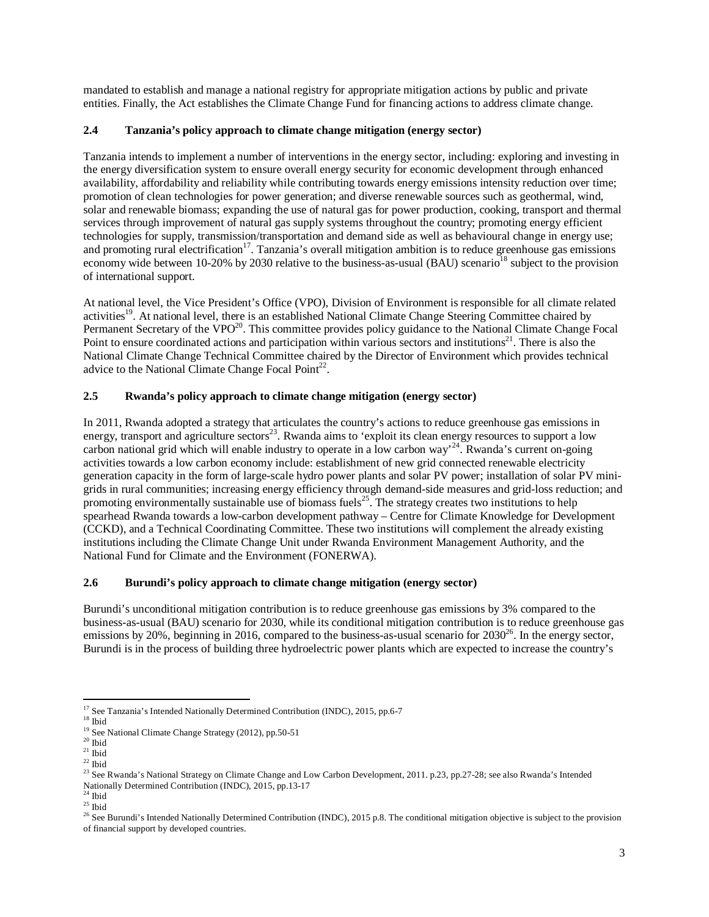mandated to establish and manage a national registry for appropriate mitigation actions by public and private entities. Finally, the Act establishes the Climate Change Fund for financing actions to address climate change.

### 2.4 Tanzania's policy approach to climate change mitigation (energy sector)

Tanzania intends to implement a number of interventions in the energy sector, including: exploring and investing in the energy diversification system to ensure overall energy security for economic development through enhanced availability, affordability and reliability while contributing towards energy emissions intensity reduction over time; promotion of clean technologies for power generation; and diverse renewable sources such as geothermal, wind, solar and renewable biomass; expanding the use of natural gas for power production, cooking, transport and thermal services through improvement of natural gas supply systems throughout the country; promoting energy efficient technologies for supply, transmission/transportation and demand side as well as behavioural change in energy use; and promoting rural electrification[17]. Tanzania's overall mitigation ambition is to reduce greenhouse gas emissions economy wide between 10-20% by 2030 relative to the business-as-usual (BAU) scenario[18] subject to the provision of international support.

At national level, the Vice President's Office (VPO), Division of Environment is responsible for all climate related activities[19]. At national level, there is an established National Climate Change Steering Committee chaired by Permanent Secretary of the VPO[20]. This committee provides policy guidance to the National Climate Change Focal Point to ensure coordinated actions and participation within various sectors and institutions[21]. There is also the National Climate Change Technical Committee chaired by the Director of Environment which provides technical advice to the National Climate Change Focal Point[22].

### 2.5 Rwanda's policy approach to climate change mitigation (energy sector)

In 2011, Rwanda adopted a strategy that articulates the country's actions to reduce greenhouse gas emissions in energy, transport and agriculture sectors[23]. Rwanda aims to 'exploit its clean energy resources to support a low carbon national grid which will enable industry to operate in a low carbon way'[24]. Rwanda's current on-going activities towards a low carbon economy include: establishment of new grid connected renewable electricity generation capacity in the form of large-scale hydro power plants and solar PV power; installation of solar PV mini-grids in rural communities; increasing energy efficiency through demand-side measures and grid-loss reduction; and promoting environmentally sustainable use of biomass fuels[25]. The strategy creates two institutions to help spearhead Rwanda towards a low-carbon development pathway – Centre for Climate Knowledge for Development (CCKD), and a Technical Coordinating Committee. These two institutions will complement the already existing institutions including the Climate Change Unit under Rwanda Environment Management Authority, and the National Fund for Climate and the Environment (FONERWA).

### 2.6 Burundi's policy approach to climate change mitigation (energy sector)

Burundi's unconditional mitigation contribution is to reduce greenhouse gas emissions by 3% compared to the business-as-usual (BAU) scenario for 2030, while its conditional mitigation contribution is to reduce greenhouse gas emissions by 20%, beginning in 2016, compared to the business-as-usual scenario for 2030[26]. In the energy sector, Burundi is in the process of building three hydroelectric power plants which are expected to increase the country's

---

[17] See Tanzania's Intended Nationally Determined Contribution (INDC), 2015, pp.6-7
[18] Ibid
[19] See National Climate Change Strategy (2012), pp.50-51
[20] Ibid
[21] Ibid
[22] Ibid
[23] See Rwanda's National Strategy on Climate Change and Low Carbon Development, 2011. p.23, pp.27-28; see also Rwanda's Intended Nationally Determined Contribution (INDC), 2015, pp.13-17
[24] Ibid
[25] Ibid
[26] See Burundi's Intended Nationally Determined Contribution (INDC), 2015 p.8. The conditional mitigation objective is subject to the provision of financial support by developed countries.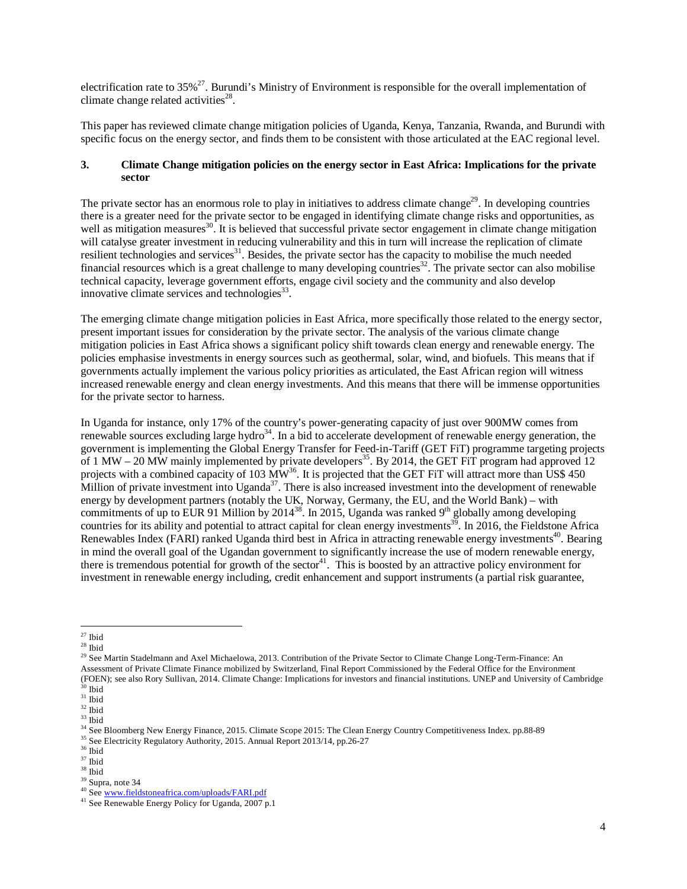electrification rate to 35%[27]. Burundi's Ministry of Environment is responsible for the overall implementation of climate change related activities[28].

This paper has reviewed climate change mitigation policies of Uganda, Kenya, Tanzania, Rwanda, and Burundi with specific focus on the energy sector, and finds them to be consistent with those articulated at the EAC regional level.

## 3. Climate Change mitigation policies on the energy sector in East Africa: Implications for the private sector

The private sector has an enormous role to play in initiatives to address climate change[29]. In developing countries there is a greater need for the private sector to be engaged in identifying climate change risks and opportunities, as well as mitigation measures[30]. It is believed that successful private sector engagement in climate change mitigation will catalyse greater investment in reducing vulnerability and this in turn will increase the replication of climate resilient technologies and services[31]. Besides, the private sector has the capacity to mobilise the much needed financial resources which is a great challenge to many developing countries[32]. The private sector can also mobilise technical capacity, leverage government efforts, engage civil society and the community and also develop innovative climate services and technologies[33].

The emerging climate change mitigation policies in East Africa, more specifically those related to the energy sector, present important issues for consideration by the private sector. The analysis of the various climate change mitigation policies in East Africa shows a significant policy shift towards clean energy and renewable energy. The policies emphasise investments in energy sources such as geothermal, solar, wind, and biofuels. This means that if governments actually implement the various policy priorities as articulated, the East African region will witness increased renewable energy and clean energy investments. And this means that there will be immense opportunities for the private sector to harness.

In Uganda for instance, only 17% of the country's power-generating capacity of just over 900MW comes from renewable sources excluding large hydro[34]. In a bid to accelerate development of renewable energy generation, the government is implementing the Global Energy Transfer for Feed-in-Tariff (GET FiT) programme targeting projects of 1 MW – 20 MW mainly implemented by private developers[35]. By 2014, the GET FiT program had approved 12 projects with a combined capacity of 103 MW[36]. It is projected that the GET FiT will attract more than US$ 450 Million of private investment into Uganda[37]. There is also increased investment into the development of renewable energy by development partners (notably the UK, Norway, Germany, the EU, and the World Bank) – with commitments of up to EUR 91 Million by 2014[38]. In 2015, Uganda was ranked 9th globally among developing countries for its ability and potential to attract capital for clean energy investments[39]. In 2016, the Fieldstone Africa Renewables Index (FARI) ranked Uganda third best in Africa in attracting renewable energy investments[40]. Bearing in mind the overall goal of the Ugandan government to significantly increase the use of modern renewable energy, there is tremendous potential for growth of the sector[41]. This is boosted by an attractive policy environment for investment in renewable energy including, credit enhancement and support instruments (a partial risk guarantee,

---

[27] Ibid

[28] Ibid

[29] See Martin Stadelmann and Axel Michaelowa, 2013. Contribution of the Private Sector to Climate Change Long-Term-Finance: An Assessment of Private Climate Finance mobilized by Switzerland, Final Report Commissioned by the Federal Office for the Environment (FOEN); see also Rory Sullivan, 2014. Climate Change: Implications for investors and financial institutions. UNEP and University of Cambridge

[30] Ibid

[31] Ibid

[32] Ibid

[33] Ibid

[34] See Bloomberg New Energy Finance, 2015. Climate Scope 2015: The Clean Energy Country Competitiveness Index. pp.88-89

[35] See Electricity Regulatory Authority, 2015. Annual Report 2013/14, pp.26-27

[36] Ibid

[37] Ibid

[38] Ibid

[39] Supra, note 34

[40] See www.fieldstoneafrica.com/uploads/FARI.pdf

[41] See Renewable Energy Policy for Uganda, 2007 p.1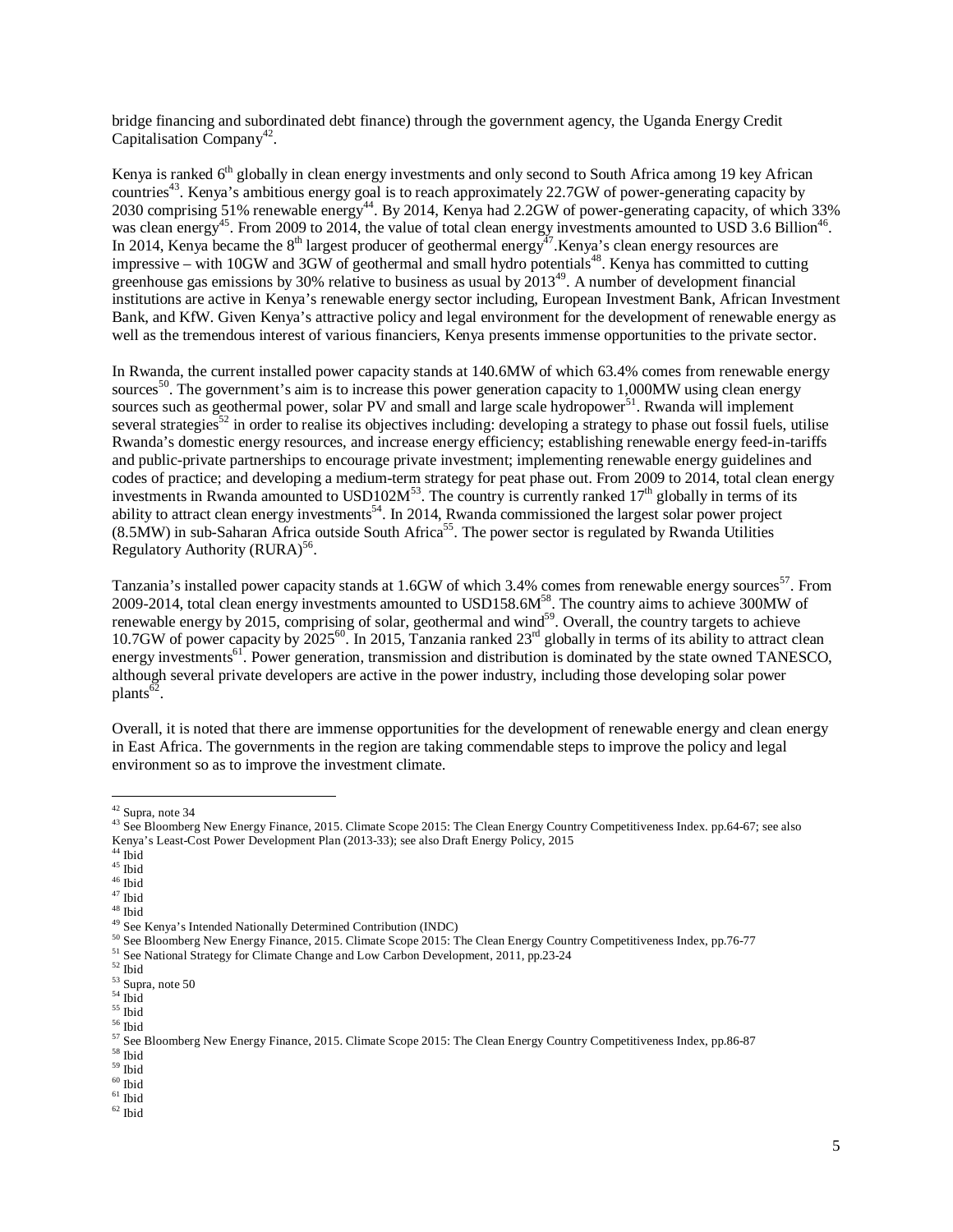bridge financing and subordinated debt finance) through the government agency, the Uganda Energy Credit Capitalisation Company[42].

Kenya is ranked 6th globally in clean energy investments and only second to South Africa among 19 key African countries[43]. Kenya's ambitious energy goal is to reach approximately 22.7GW of power-generating capacity by 2030 comprising 51% renewable energy[44]. By 2014, Kenya had 2.2GW of power-generating capacity, of which 33% was clean energy[45]. From 2009 to 2014, the value of total clean energy investments amounted to USD 3.6 Billion[46]. In 2014, Kenya became the 8th largest producer of geothermal energy[47].Kenya's clean energy resources are impressive – with 10GW and 3GW of geothermal and small hydro potentials[48]. Kenya has committed to cutting greenhouse gas emissions by 30% relative to business as usual by 2013[49]. A number of development financial institutions are active in Kenya's renewable energy sector including, European Investment Bank, African Investment Bank, and KfW. Given Kenya's attractive policy and legal environment for the development of renewable energy as well as the tremendous interest of various financiers, Kenya presents immense opportunities to the private sector.

In Rwanda, the current installed power capacity stands at 140.6MW of which 63.4% comes from renewable energy sources[50]. The government's aim is to increase this power generation capacity to 1,000MW using clean energy sources such as geothermal power, solar PV and small and large scale hydropower[51]. Rwanda will implement several strategies[52] in order to realise its objectives including: developing a strategy to phase out fossil fuels, utilise Rwanda's domestic energy resources, and increase energy efficiency; establishing renewable energy feed-in-tariffs and public-private partnerships to encourage private investment; implementing renewable energy guidelines and codes of practice; and developing a medium-term strategy for peat phase out. From 2009 to 2014, total clean energy investments in Rwanda amounted to USD102M[53]. The country is currently ranked 17th globally in terms of its ability to attract clean energy investments[54]. In 2014, Rwanda commissioned the largest solar power project (8.5MW) in sub-Saharan Africa outside South Africa[55]. The power sector is regulated by Rwanda Utilities Regulatory Authority (RURA)[56].

Tanzania's installed power capacity stands at 1.6GW of which 3.4% comes from renewable energy sources[57]. From 2009-2014, total clean energy investments amounted to USD158.6M[58]. The country aims to achieve 300MW of renewable energy by 2015, comprising of solar, geothermal and wind[59]. Overall, the country targets to achieve 10.7GW of power capacity by 2025[60]. In 2015, Tanzania ranked 23rd globally in terms of its ability to attract clean energy investments[61]. Power generation, transmission and distribution is dominated by the state owned TANESCO, although several private developers are active in the power industry, including those developing solar power plants[62].

Overall, it is noted that there are immense opportunities for the development of renewable energy and clean energy in East Africa. The governments in the region are taking commendable steps to improve the policy and legal environment so as to improve the investment climate.

---

[42] Supra, note 34
[43] See Bloomberg New Energy Finance, 2015. Climate Scope 2015: The Clean Energy Country Competitiveness Index. pp.64-67; see also Kenya's Least-Cost Power Development Plan (2013-33); see also Draft Energy Policy, 2015
[44] Ibid
[45] Ibid
[46] Ibid
[47] Ibid
[48] Ibid
[49] See Kenya's Intended Nationally Determined Contribution (INDC)
[50] See Bloomberg New Energy Finance, 2015. Climate Scope 2015: The Clean Energy Country Competitiveness Index, pp.76-77
[51] See National Strategy for Climate Change and Low Carbon Development, 2011, pp.23-24
[52] Ibid
[53] Supra, note 50
[54] Ibid
[55] Ibid
[56] Ibid
[57] See Bloomberg New Energy Finance, 2015. Climate Scope 2015: The Clean Energy Country Competitiveness Index, pp.86-87
[58] Ibid
[59] Ibid
[60] Ibid
[61] Ibid
[62] Ibid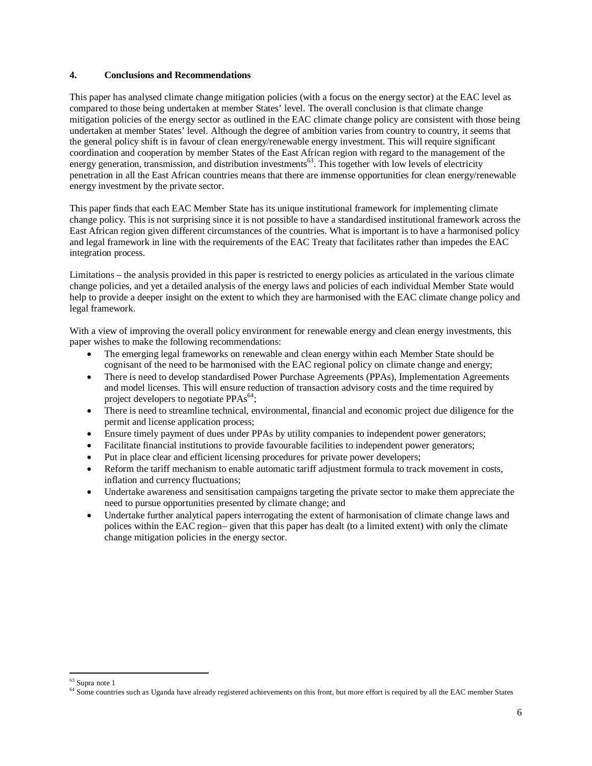## 4. Conclusions and Recommendations

This paper has analysed climate change mitigation policies (with a focus on the energy sector) at the EAC level as compared to those being undertaken at member States' level. The overall conclusion is that climate change mitigation policies of the energy sector as outlined in the EAC climate change policy are consistent with those being undertaken at member States' level. Although the degree of ambition varies from country to country, it seems that the general policy shift is in favour of clean energy/renewable energy investment. This will require significant coordination and cooperation by member States of the East African region with regard to the management of the energy generation, transmission, and distribution investments[63]. This together with low levels of electricity penetration in all the East African countries means that there are immense opportunities for clean energy/renewable energy investment by the private sector.

This paper finds that each EAC Member State has its unique institutional framework for implementing climate change policy. This is not surprising since it is not possible to have a standardised institutional framework across the East African region given different circumstances of the countries. What is important is to have a harmonised policy and legal framework in line with the requirements of the EAC Treaty that facilitates rather than impedes the EAC integration process.

Limitations – the analysis provided in this paper is restricted to energy policies as articulated in the various climate change policies, and yet a detailed analysis of the energy laws and policies of each individual Member State would help to provide a deeper insight on the extent to which they are harmonised with the EAC climate change policy and legal framework.

With a view of improving the overall policy environment for renewable energy and clean energy investments, this paper wishes to make the following recommendations:

- The emerging legal frameworks on renewable and clean energy within each Member State should be cognisant of the need to be harmonised with the EAC regional policy on climate change and energy;
- There is need to develop standardised Power Purchase Agreements (PPAs), Implementation Agreements and model licenses. This will ensure reduction of transaction advisory costs and the time required by project developers to negotiate PPAs[64];
- There is need to streamline technical, environmental, financial and economic project due diligence for the permit and license application process;
- Ensure timely payment of dues under PPAs by utility companies to independent power generators;
- Facilitate financial institutions to provide favourable facilities to independent power generators;
- Put in place clear and efficient licensing procedures for private power developers;
- Reform the tariff mechanism to enable automatic tariff adjustment formula to track movement in costs, inflation and currency fluctuations;
- Undertake awareness and sensitisation campaigns targeting the private sector to make them appreciate the need to pursue opportunities presented by climate change; and
- Undertake further analytical papers interrogating the extent of harmonisation of climate change laws and polices within the EAC region– given that this paper has dealt (to a limited extent) with only the climate change mitigation policies in the energy sector.

---

[63] Supra note 1

[64] Some countries such as Uganda have already registered achievements on this front, but more effort is required by all the EAC member States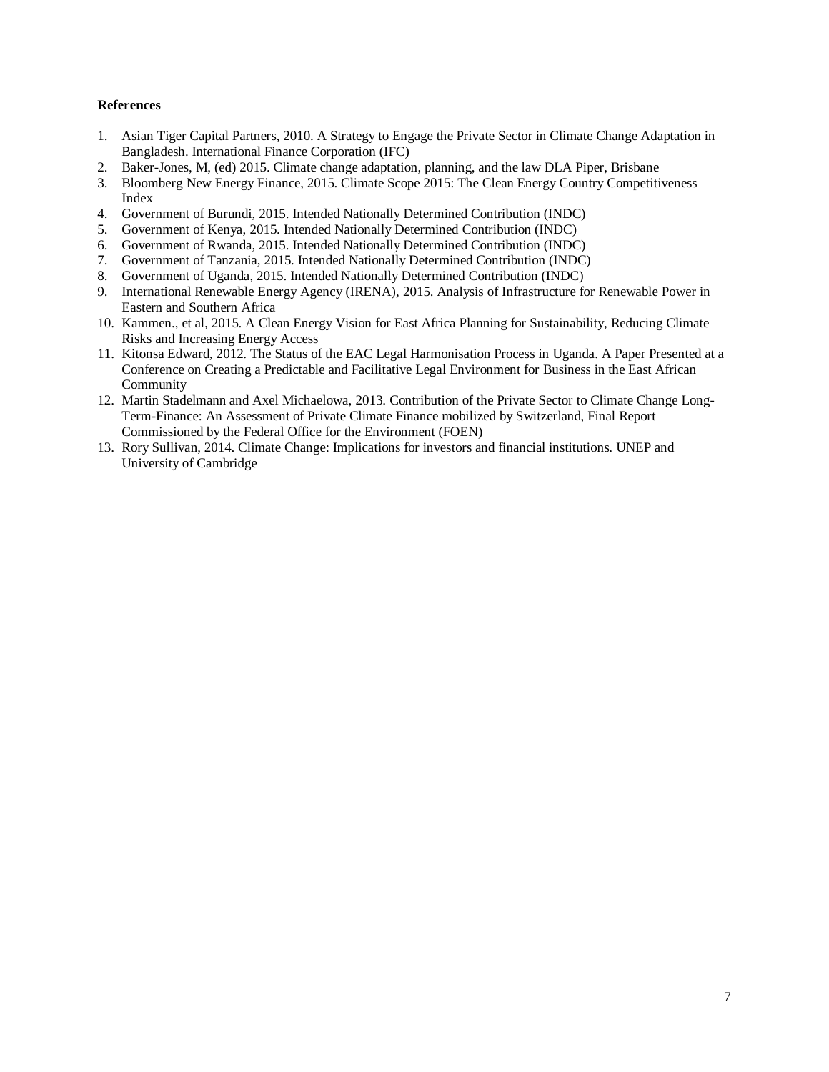**References**

1. Asian Tiger Capital Partners, 2010. A Strategy to Engage the Private Sector in Climate Change Adaptation in Bangladesh. International Finance Corporation (IFC)
2. Baker-Jones, M, (ed) 2015. Climate change adaptation, planning, and the law DLA Piper, Brisbane
3. Bloomberg New Energy Finance, 2015. Climate Scope 2015: The Clean Energy Country Competitiveness Index
4. Government of Burundi, 2015. Intended Nationally Determined Contribution (INDC)
5. Government of Kenya, 2015. Intended Nationally Determined Contribution (INDC)
6. Government of Rwanda, 2015. Intended Nationally Determined Contribution (INDC)
7. Government of Tanzania, 2015. Intended Nationally Determined Contribution (INDC)
8. Government of Uganda, 2015. Intended Nationally Determined Contribution (INDC)
9. International Renewable Energy Agency (IRENA), 2015. Analysis of Infrastructure for Renewable Power in Eastern and Southern Africa
10. Kammen., et al, 2015. A Clean Energy Vision for East Africa Planning for Sustainability, Reducing Climate Risks and Increasing Energy Access
11. Kitonsa Edward, 2012. The Status of the EAC Legal Harmonisation Process in Uganda. A Paper Presented at a Conference on Creating a Predictable and Facilitative Legal Environment for Business in the East African Community
12. Martin Stadelmann and Axel Michaelowa, 2013. Contribution of the Private Sector to Climate Change Long-Term-Finance: An Assessment of Private Climate Finance mobilized by Switzerland, Final Report Commissioned by the Federal Office for the Environment (FOEN)
13. Rory Sullivan, 2014. Climate Change: Implications for investors and financial institutions. UNEP and University of Cambridge